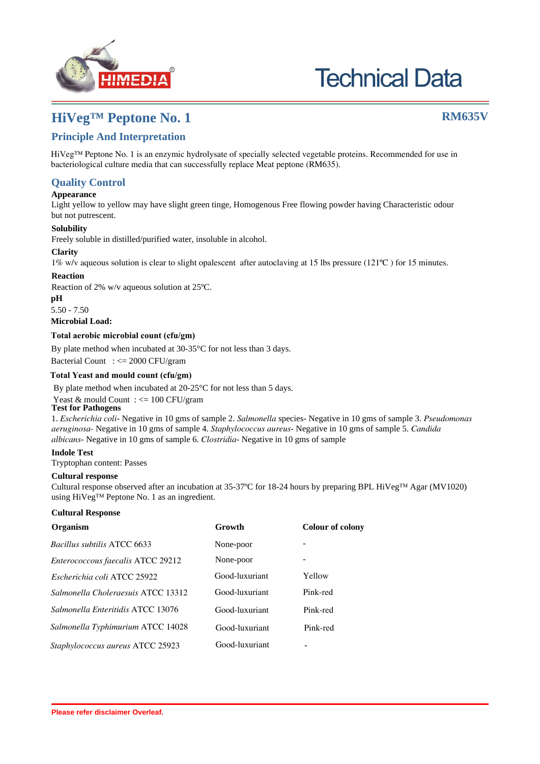# HiVeg™ Peptone No. 1

**RM635V**

## Principle And Interpretation

HiVeg™ Peptone No. 1 is an enzymic hydrolysate of specially selected vegetable proteins. Recommended for use in bacteriological culture media that can successfully replace Meat peptone (RM635).

## Quality Control

**Appearance**

Light yellow to yellow may have slight green tinge, Homogenous Free flowing powder having Characteristic odour but not putrescent.

**Solubility**

Freely soluble in distilled/purified water, insoluble in alcohol.

**Clarity**

1% w/v aqueous solution is clear to slight opalescent after autoclaving at 15 lbs pressure (121ºC ) for 15 minutes.

**Reaction**

Reaction of 2% w/v aqueous solution at 25ºC.

**pH**

5.50 - 7.50

**Microbial Load:**

**Total aerobic microbial count (cfu/gm)**

By plate method when incubated at 30-35°C for not less than 3 days.

Bacterial Count : <= 2000 CFU/gram

**Total Yeast and mould count (cfu/gm)**

By plate method when incubated at 20-25°C for not less than 5 days.

Yeast & mould Count : <= 100 CFU/gram

**Test for Pathogens**

1. *Escherichia coli*- Negative in 10 gms of sample 2. *Salmonella* species- Negative in 10 gms of sample 3. *Pseudomonas aeruginosa*- Negative in 10 gms of sample 4. *Staphylococcus aureus*- Negative in 10 gms of sample 5. *Candida albicans*- Negative in 10 gms of sample 6. *Clostridia*- Negative in 10 gms of sample

**Indole Test**

Tryptophan content: Passes

**Cultural response**

Cultural response observed after an incubation at 35-37ºC for 18-24 hours by preparing BPL HiVeg™ Agar (MV1020) using HiVeg™ Peptone No. 1 as an ingredient.

**Cultural Response**

| Organism | Growth | Colour of colony |
|---|---|---|
| *Bacillus subtilis* ATCC 6633 | None-poor | - |
| *Enterococcus faecalis* ATCC 29212 | None-poor | - |
| *Escherichia coli* ATCC 25922 | Good-luxuriant | Yellow |
| *Salmonella Choleraesuis* ATCC 13312 | Good-luxuriant | Pink-red |
| *Salmonella Enteritidis* ATCC 13076 | Good-luxuriant | Pink-red |
| *Salmonella Typhimurium* ATCC 14028 | Good-luxuriant | Pink-red |
| *Staphylococcus aureus* ATCC 25923 | Good-luxuriant | - |

**Please refer disclaimer Overleaf.**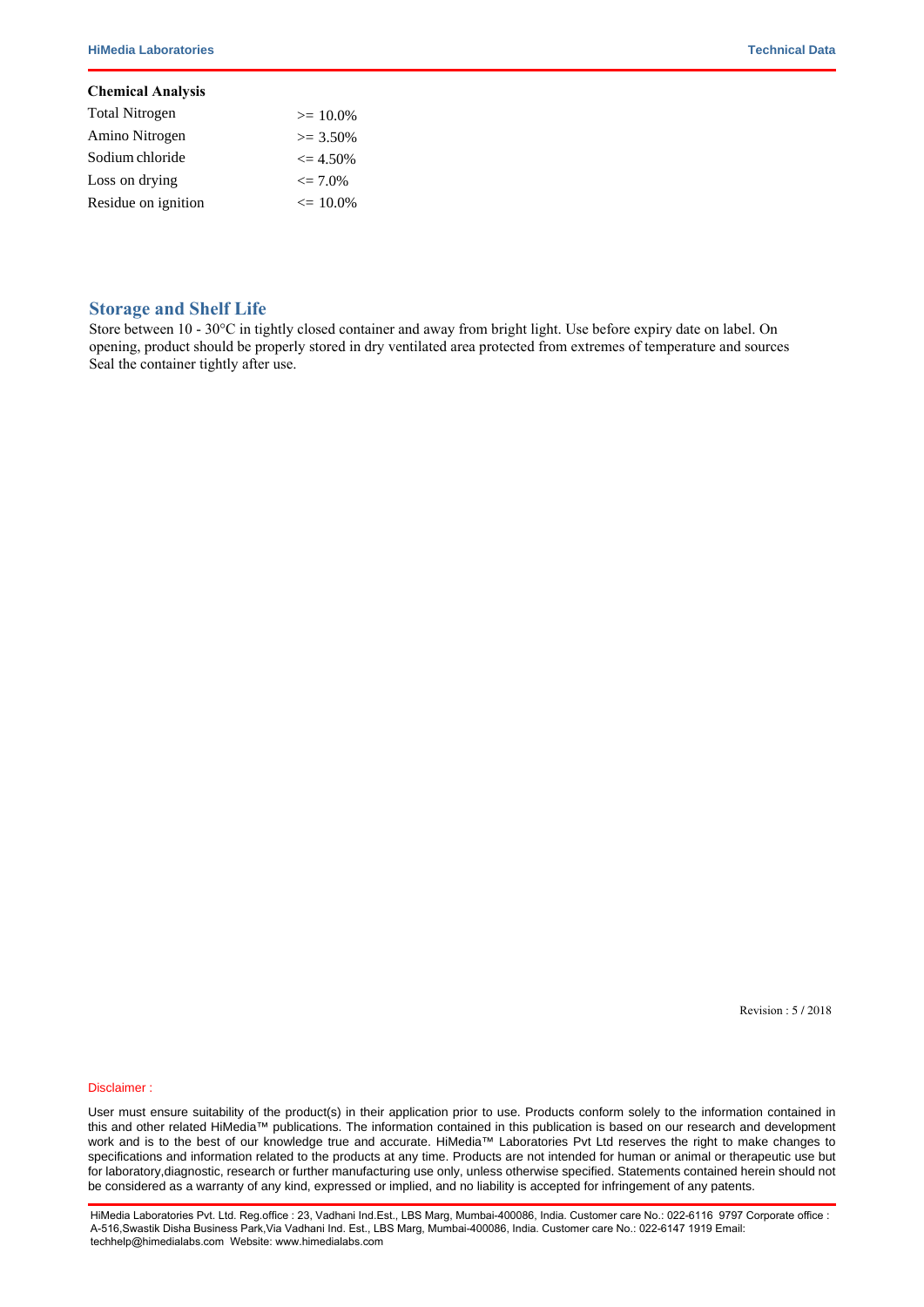**Chemical Analysis**

| | |
|---|---|
| Total Nitrogen | >= 10.0% |
| Amino Nitrogen | >= 3.50% |
| Sodium chloride | <= 4.50% |
| Loss on drying | <= 7.0% |
| Residue on ignition | <= 10.0% |

## Storage and Shelf Life

Store between 10 - 30°C in tightly closed container and away from bright light. Use before expiry date on label. On opening, product should be properly stored in dry ventilated area protected from extremes of temperature and sources Seal the container tightly after use.

Revision : 5 / 2018

Disclaimer :

User must ensure suitability of the product(s) in their application prior to use. Products conform solely to the information contained in this and other related HiMedia™ publications. The information contained in this publication is based on our research and development work and is to the best of our knowledge true and accurate. HiMedia™ Laboratories Pvt Ltd reserves the right to make changes to specifications and information related to the products at any time. Products are not intended for human or animal or therapeutic use but for laboratory,diagnostic, research or further manufacturing use only, unless otherwise specified. Statements contained herein should not be considered as a warranty of any kind, expressed or implied, and no liability is accepted for infringement of any patents.

HiMedia Laboratories Pvt. Ltd. Reg.office : 23, Vadhani Ind.Est., LBS Marg, Mumbai-400086, India. Customer care No.: 022-6116 9797 Corporate office : A-516,Swastik Disha Business Park,Via Vadhani Ind. Est., LBS Marg, Mumbai-400086, India. Customer care No.: 022-6147 1919 Email: techhelp@himedialabs.com Website: www.himedialabs.com